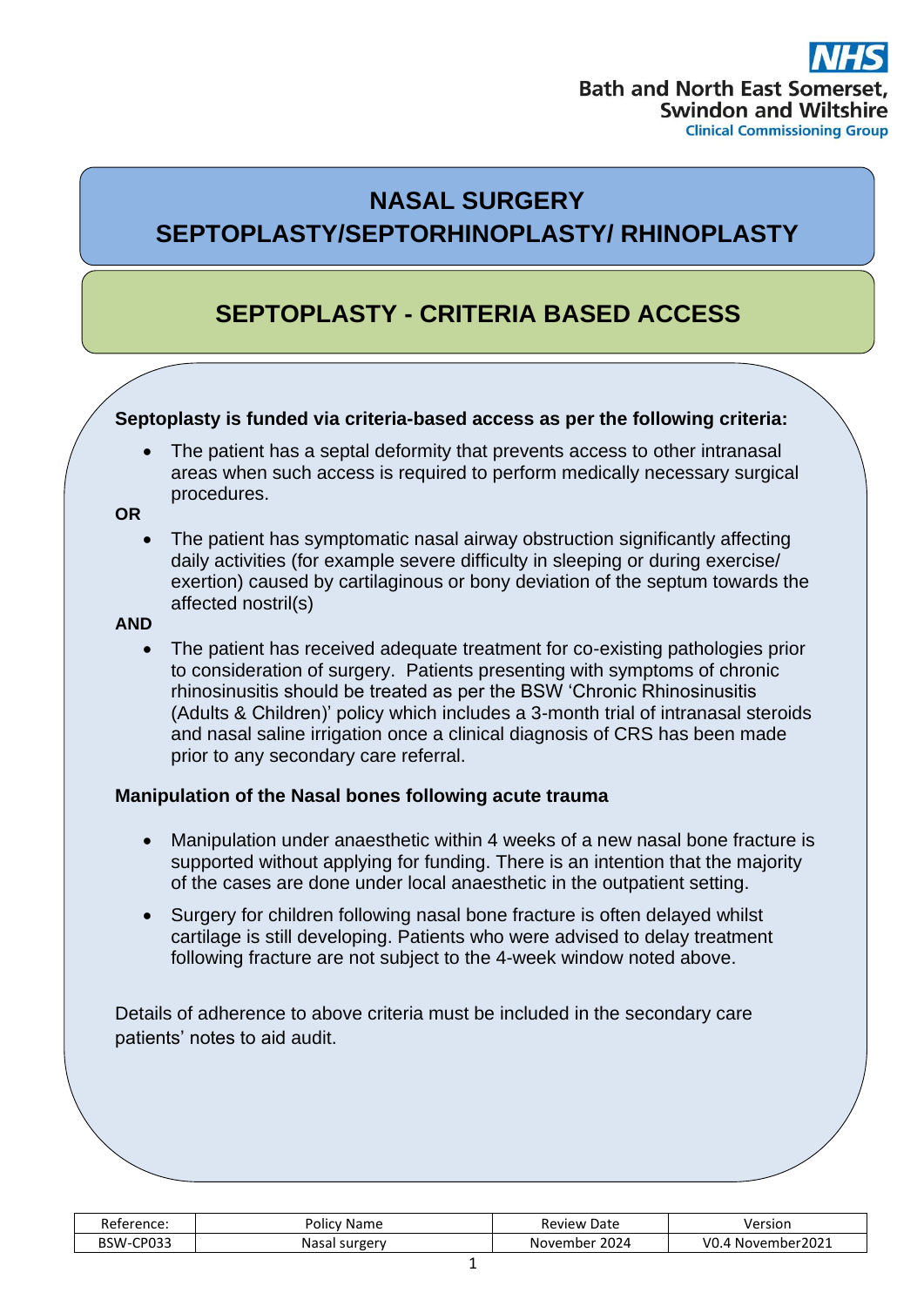Bath and North East Somerset, Swindon and Wiltshire Clinical Commissioning Group

# NASAL SURGERY SEPTOPLASTY/SEPTORHINOPLASTY/ RHINOPLASTY

## SEPTOPLASTY - CRITERIA BASED ACCESS

**Septoplasty is funded via criteria-based access as per the following criteria:**

- The patient has a septal deformity that prevents access to other intranasal areas when such access is required to perform medically necessary surgical procedures.

**OR**

- The patient has symptomatic nasal airway obstruction significantly affecting daily activities (for example severe difficulty in sleeping or during exercise/ exertion) caused by cartilaginous or bony deviation of the septum towards the affected nostril(s)

**AND**

- The patient has received adequate treatment for co-existing pathologies prior to consideration of surgery. Patients presenting with symptoms of chronic rhinosinusitis should be treated as per the BSW 'Chronic Rhinosinusitis (Adults & Children)' policy which includes a 3-month trial of intranasal steroids and nasal saline irrigation once a clinical diagnosis of CRS has been made prior to any secondary care referral.

**Manipulation of the Nasal bones following acute trauma**

- Manipulation under anaesthetic within 4 weeks of a new nasal bone fracture is supported without applying for funding. There is an intention that the majority of the cases are done under local anaesthetic in the outpatient setting.
- Surgery for children following nasal bone fracture is often delayed whilst cartilage is still developing. Patients who were advised to delay treatment following fracture are not subject to the 4-week window noted above.

Details of adherence to above criteria must be included in the secondary care patients' notes to aid audit.

| Reference: | Policy Name | Review Date | Version |
|---|---|---|---|
| BSW-CP033 | Nasal surgery | November 2024 | V0.4 November2021 |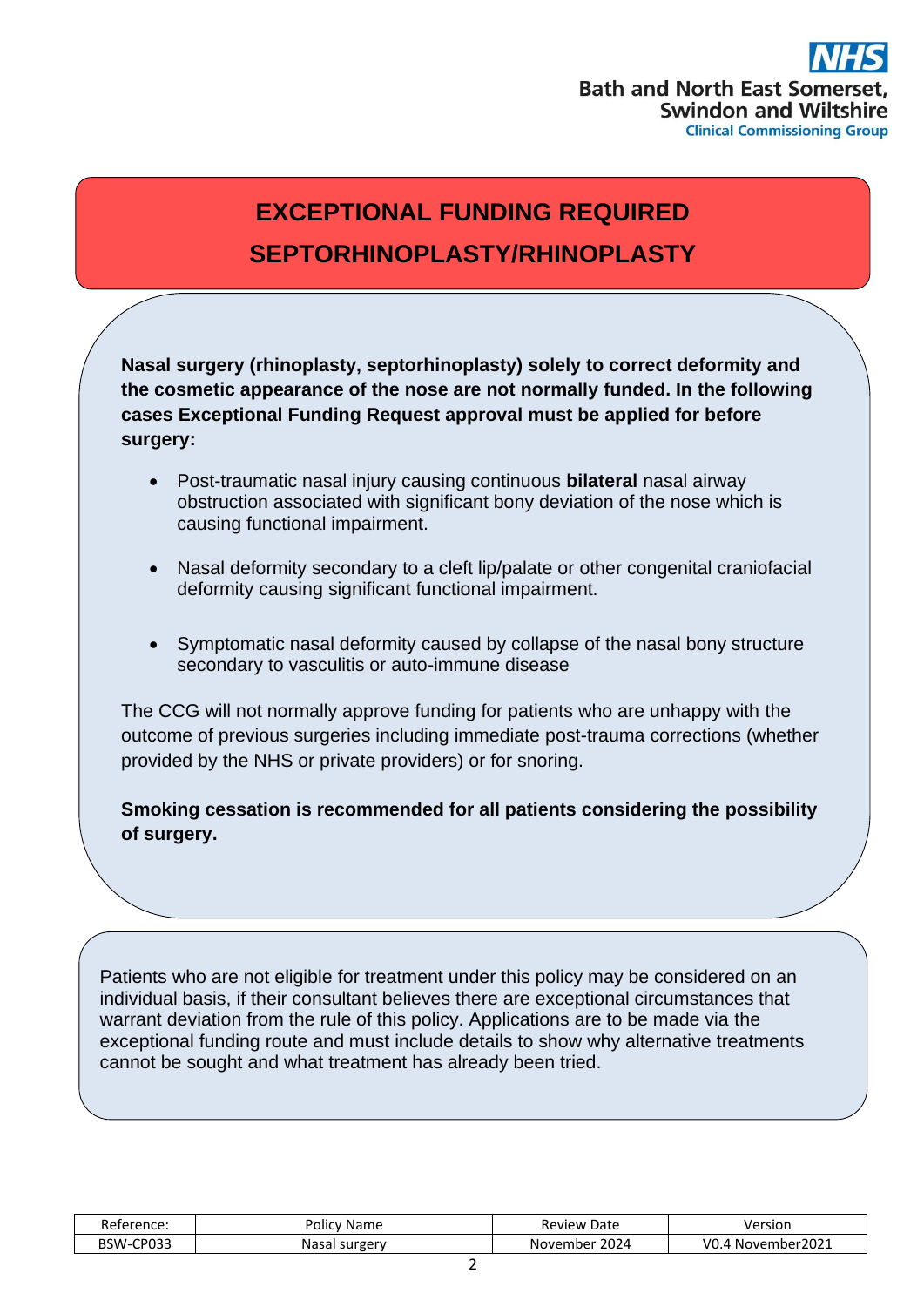# EXCEPTIONAL FUNDING REQUIRED

# SEPTORHINOPLASTY/RHINOPLASTY

**Nasal surgery (rhinoplasty, septorhinoplasty) solely to correct deformity and the cosmetic appearance of the nose are not normally funded. In the following cases Exceptional Funding Request approval must be applied for before surgery:**

- Post-traumatic nasal injury causing continuous **bilateral** nasal airway obstruction associated with significant bony deviation of the nose which is causing functional impairment.
- Nasal deformity secondary to a cleft lip/palate or other congenital craniofacial deformity causing significant functional impairment.
- Symptomatic nasal deformity caused by collapse of the nasal bony structure secondary to vasculitis or auto-immune disease

The CCG will not normally approve funding for patients who are unhappy with the outcome of previous surgeries including immediate post-trauma corrections (whether provided by the NHS or private providers) or for snoring.

**Smoking cessation is recommended for all patients considering the possibility of surgery.**

Patients who are not eligible for treatment under this policy may be considered on an individual basis, if their consultant believes there are exceptional circumstances that warrant deviation from the rule of this policy. Applications are to be made via the exceptional funding route and must include details to show why alternative treatments cannot be sought and what treatment has already been tried.

| Reference: | Policy Name | Review Date | Version |
| --- | --- | --- | --- |
| BSW-CP033 | Nasal surgery | November 2024 | V0.4 November2021 |